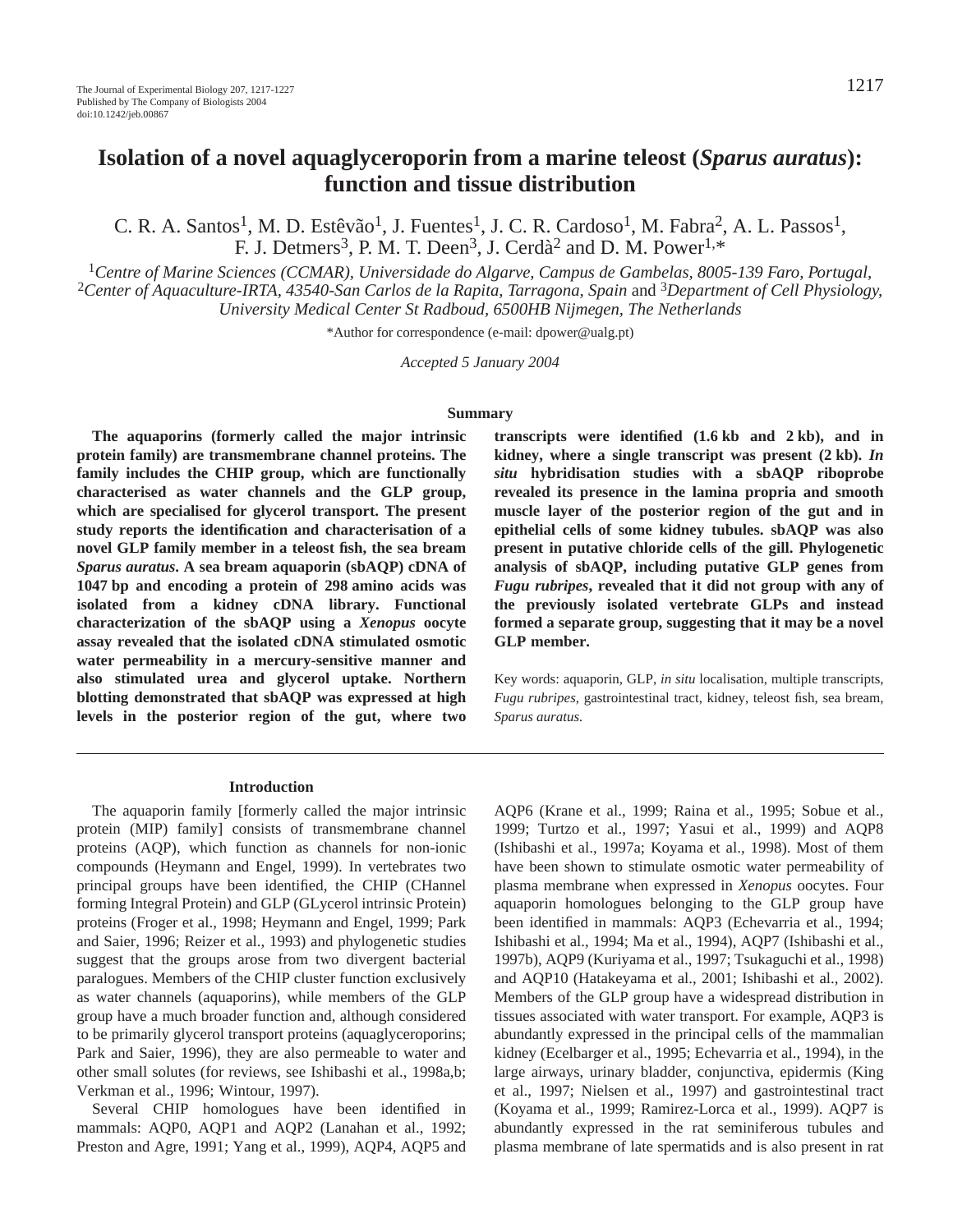# Isolation of a novel aquaglyceroporin from a marine teleost (*Sparus auratus*): function and tissue distribution

C. R. A. Santos[1], M. D. Estêvão[1], J. Fuentes[1], J. C. R. Cardoso[1], M. Fabra[2], A. L. Passos[1], F. J. Detmers[3], P. M. T. Deen[3], J. Cerdà[2] and D. M. Power[1,*]

[1]*Centre of Marine Sciences (CCMAR), Universidade do Algarve, Campus de Gambelas, 8005-139 Faro, Portugal*, [2]*Center of Aquaculture-IRTA, 43540-San Carlos de la Rapita, Tarragona, Spain* and [3]*Department of Cell Physiology, University Medical Center St Radboud, 6500HB Nijmegen, The Netherlands*

*Author for correspondence (e-mail: dpower@ualg.pt)

*Accepted 5 January 2004*

## Summary

**The aquaporins (formerly called the major intrinsic protein family) are transmembrane channel proteins. The family includes the CHIP group, which are functionally characterised as water channels and the GLP group, which are specialised for glycerol transport. The present study reports the identification and characterisation of a novel GLP family member in a teleost fish, the sea bream *Sparus auratus*. A sea bream aquaporin (sbAQP) cDNA of 1047 bp and encoding a protein of 298 amino acids was isolated from a kidney cDNA library. Functional characterization of the sbAQP using a *Xenopus* oocyte assay revealed that the isolated cDNA stimulated osmotic water permeability in a mercury-sensitive manner and also stimulated urea and glycerol uptake. Northern blotting demonstrated that sbAQP was expressed at high levels in the posterior region of the gut, where two transcripts were identified (1.6 kb and 2 kb), and in kidney, where a single transcript was present (2 kb). *In situ* hybridisation studies with a sbAQP riboprobe revealed its presence in the lamina propria and smooth muscle layer of the posterior region of the gut and in epithelial cells of some kidney tubules. sbAQP was also present in putative chloride cells of the gill. Phylogenetic analysis of sbAQP, including putative GLP genes from *Fugu rubripes*, revealed that it did not group with any of the previously isolated vertebrate GLPs and instead formed a separate group, suggesting that it may be a novel GLP member.**

Key words: aquaporin, GLP, *in situ* localisation, multiple transcripts, *Fugu rubripes*, gastrointestinal tract, kidney, teleost fish, sea bream, *Sparus auratus.*

## Introduction

The aquaporin family [formerly called the major intrinsic protein (MIP) family] consists of transmembrane channel proteins (AQP), which function as channels for non-ionic compounds (Heymann and Engel, 1999). In vertebrates two principal groups have been identified, the CHIP (CHannel forming Integral Protein) and GLP (GLycerol intrinsic Protein) proteins (Froger et al., 1998; Heymann and Engel, 1999; Park and Saier, 1996; Reizer et al., 1993) and phylogenetic studies suggest that the groups arose from two divergent bacterial paralogues. Members of the CHIP cluster function exclusively as water channels (aquaporins), while members of the GLP group have a much broader function and, although considered to be primarily glycerol transport proteins (aquaglyceroporins; Park and Saier, 1996), they are also permeable to water and other small solutes (for reviews, see Ishibashi et al., 1998a,b; Verkman et al., 1996; Wintour, 1997).

Several CHIP homologues have been identified in mammals: AQP0, AQP1 and AQP2 (Lanahan et al., 1992; Preston and Agre, 1991; Yang et al., 1999), AQP4, AQP5 and AQP6 (Krane et al., 1999; Raina et al., 1995; Sobue et al., 1999; Turtzo et al., 1997; Yasui et al., 1999) and AQP8 (Ishibashi et al., 1997a; Koyama et al., 1998). Most of them have been shown to stimulate osmotic water permeability of plasma membrane when expressed in *Xenopus* oocytes. Four aquaporin homologues belonging to the GLP group have been identified in mammals: AQP3 (Echevarria et al., 1994; Ishibashi et al., 1994; Ma et al., 1994), AQP7 (Ishibashi et al., 1997b), AQP9 (Kuriyama et al., 1997; Tsukaguchi et al., 1998) and AQP10 (Hatakeyama et al., 2001; Ishibashi et al., 2002). Members of the GLP group have a widespread distribution in tissues associated with water transport. For example, AQP3 is abundantly expressed in the principal cells of the mammalian kidney (Ecelbarger et al., 1995; Echevarria et al., 1994), in the large airways, urinary bladder, conjunctiva, epidermis (King et al., 1997; Nielsen et al., 1997) and gastrointestinal tract (Koyama et al., 1999; Ramirez-Lorca et al., 1999). AQP7 is abundantly expressed in the rat seminiferous tubules and plasma membrane of late spermatids and is also present in rat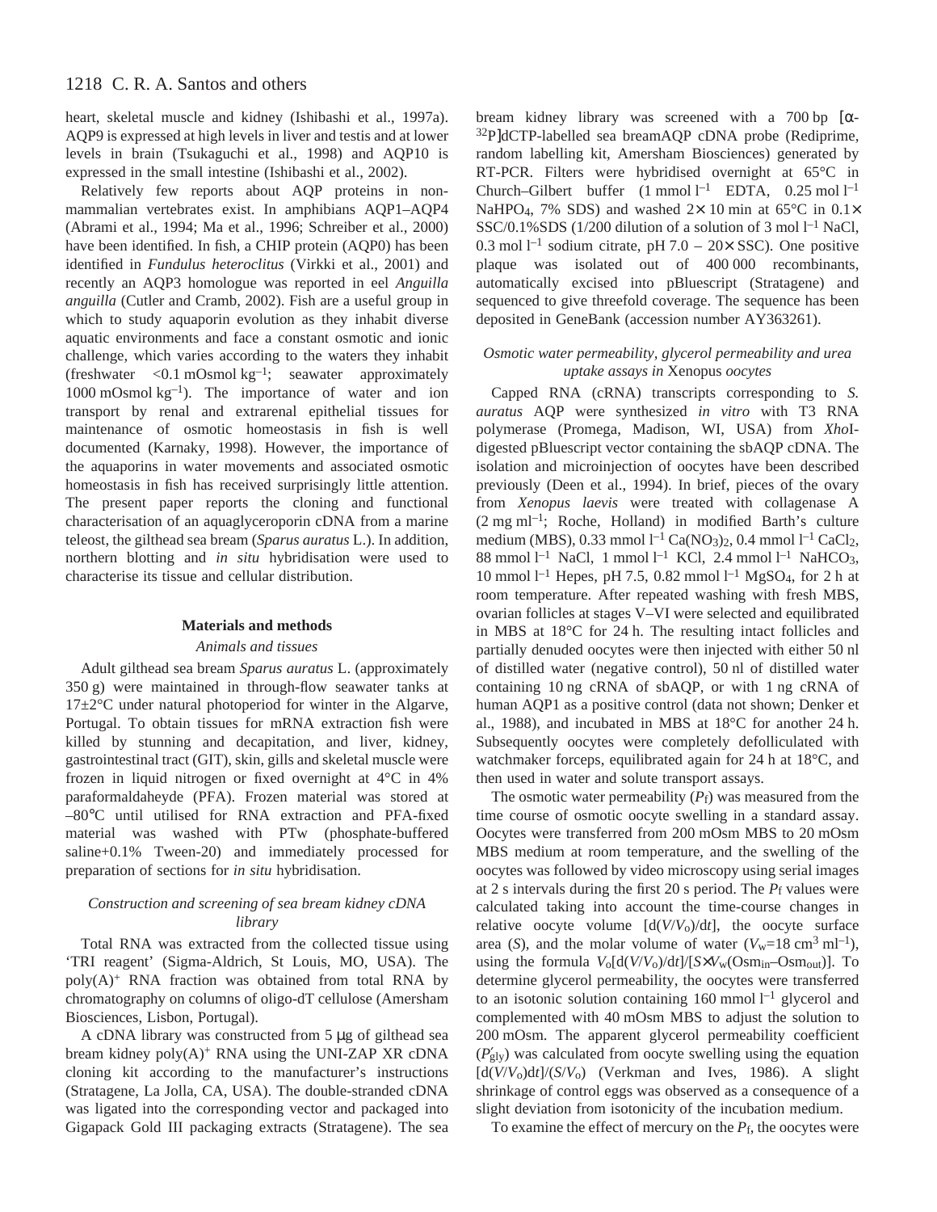heart, skeletal muscle and kidney (Ishibashi et al., 1997a). AQP9 is expressed at high levels in liver and testis and at lower levels in brain (Tsukaguchi et al., 1998) and AQP10 is expressed in the small intestine (Ishibashi et al., 2002).

Relatively few reports about AQP proteins in non-mammalian vertebrates exist. In amphibians AQP1–AQP4 (Abrami et al., 1994; Ma et al., 1996; Schreiber et al., 2000) have been identified. In fish, a CHIP protein (AQP0) has been identified in *Fundulus heteroclitus* (Virkki et al., 2001) and recently an AQP3 homologue was reported in eel *Anguilla anguilla* (Cutler and Cramb, 2002). Fish are a useful group in which to study aquaporin evolution as they inhabit diverse aquatic environments and face a constant osmotic and ionic challenge, which varies according to the waters they inhabit (freshwater <0.1 mOsmol $kg^{-1}$; seawater approximately 1000 mOsmol $kg^{-1}$). The importance of water and ion transport by renal and extrarenal epithelial tissues for maintenance of osmotic homeostasis in fish is well documented (Karnaky, 1998). However, the importance of the aquaporins in water movements and associated osmotic homeostasis in fish has received surprisingly little attention. The present paper reports the cloning and functional characterisation of an aquaglyceroporin cDNA from a marine teleost, the gilthead sea bream (*Sparus auratus* L.). In addition, northern blotting and *in situ* hybridisation were used to characterise its tissue and cellular distribution.

## Materials and methods

### Animals and tissues

Adult gilthead sea bream *Sparus auratus* L. (approximately 350 g) were maintained in through-flow seawater tanks at 17±2°C under natural photoperiod for winter in the Algarve, Portugal. To obtain tissues for mRNA extraction fish were killed by stunning and decapitation, and liver, kidney, gastrointestinal tract (GIT), skin, gills and skeletal muscle were frozen in liquid nitrogen or fixed overnight at 4°C in 4% paraformaldaheyde (PFA). Frozen material was stored at –80°C until utilised for RNA extraction and PFA-fixed material was washed with PTw (phosphate-buffered saline+0.1% Tween-20) and immediately processed for preparation of sections for *in situ* hybridisation.

### Construction and screening of sea bream kidney cDNA library

Total RNA was extracted from the collected tissue using 'TRI reagent' (Sigma-Aldrich, St Louis, MO, USA). The poly(A)$^+$ RNA fraction was obtained from total RNA by chromatography on columns of oligo-dT cellulose (Amersham Biosciences, Lisbon, Portugal).

A cDNA library was constructed from 5 μg of gilthead sea bream kidney poly(A)$^+$ RNA using the UNI-ZAP XR cDNA cloning kit according to the manufacturer's instructions (Stratagene, La Jolla, CA, USA). The double-stranded cDNA was ligated into the corresponding vector and packaged into Gigapack Gold III packaging extracts (Stratagene). The sea bream kidney library was screened with a 700 bp [α-$^{32}$P]dCTP-labelled sea breamAQP cDNA probe (Rediprime, random labelling kit, Amersham Biosciences) generated by RT-PCR. Filters were hybridised overnight at 65°C in Church–Gilbert buffer (1 mmol $l^{-1}$ EDTA, 0.25 mol $l^{-1}$ $NaHPO_4$, 7% SDS) and washed 2× 10 min at 65°C in 0.1× SSC/0.1%SDS (1/200 dilution of a solution of 3 mol $l^{-1}$ NaCl, 0.3 mol $l^{-1}$ sodium citrate, pH 7.0 – 20× SSC). One positive plaque was isolated out of 400 000 recombinants, automatically excised into pBluescript (Stratagene) and sequenced to give threefold coverage. The sequence has been deposited in GeneBank (accession number AY363261).

### Osmotic water permeability, glycerol permeability and urea uptake assays in Xenopus oocytes

Capped RNA (cRNA) transcripts corresponding to *S. auratus* AQP were synthesized *in vitro* with T3 RNA polymerase (Promega, Madison, WI, USA) from *Xho*I-digested pBluescript vector containing the sbAQP cDNA. The isolation and microinjection of oocytes have been described previously (Deen et al., 1994). In brief, pieces of the ovary from *Xenopus laevis* were treated with collagenase A (2 mg $ml^{-1}$; Roche, Holland) in modified Barth's culture medium (MBS), 0.33 mmol $l^{-1}$ $Ca(NO_3)_2$, 0.4 mmol $l^{-1}$ $CaCl_2$, 88 mmol $l^{-1}$ NaCl, 1 mmol $l^{-1}$ KCl, 2.4 mmol $l^{-1}$ $NaHCO_3$, 10 mmol $l^{-1}$ Hepes, pH 7.5, 0.82 mmol $l^{-1}$ $MgSO_4$, for 2 h at room temperature. After repeated washing with fresh MBS, ovarian follicles at stages V–VI were selected and equilibrated in MBS at 18°C for 24 h. The resulting intact follicles and partially denuded oocytes were then injected with either 50 nl of distilled water (negative control), 50 nl of distilled water containing 10 ng cRNA of sbAQP, or with 1 ng cRNA of human AQP1 as a positive control (data not shown; Denker et al., 1988), and incubated in MBS at 18°C for another 24 h. Subsequently oocytes were completely defolliculated with watchmaker forceps, equilibrated again for 24 h at 18°C, and then used in water and solute transport assays.

The osmotic water permeability ($P_f$) was measured from the time course of osmotic oocyte swelling in a standard assay. Oocytes were transferred from 200 mOsm MBS to 20 mOsm MBS medium at room temperature, and the swelling of the oocytes was followed by video microscopy using serial images at 2 s intervals during the first 20 s period. The $P_f$ values were calculated taking into account the time-course changes in relative oocyte volume [$d(V/V_o)/dt$], the oocyte surface area ($S$), and the molar volume of water ($V_w$=18 $cm^3$ $ml^{-1}$), using the formula $V_o[d(V/V_o)/dt]/[S \times V_w(\mathrm{Osm_{in}}-\mathrm{Osm_{out}})]$. To determine glycerol permeability, the oocytes were transferred to an isotonic solution containing 160 mmol $l^{-1}$ glycerol and complemented with 40 mOsm MBS to adjust the solution to 200 mOsm. The apparent glycerol permeability coefficient ($P'_{gly}$) was calculated from oocyte swelling using the equation $[d(V/V_o)dt]/(S/V_o)$ (Verkman and Ives, 1986). A slight shrinkage of control eggs was observed as a consequence of a slight deviation from isotonicity of the incubation medium.

To examine the effect of mercury on the $P_f$, the oocytes were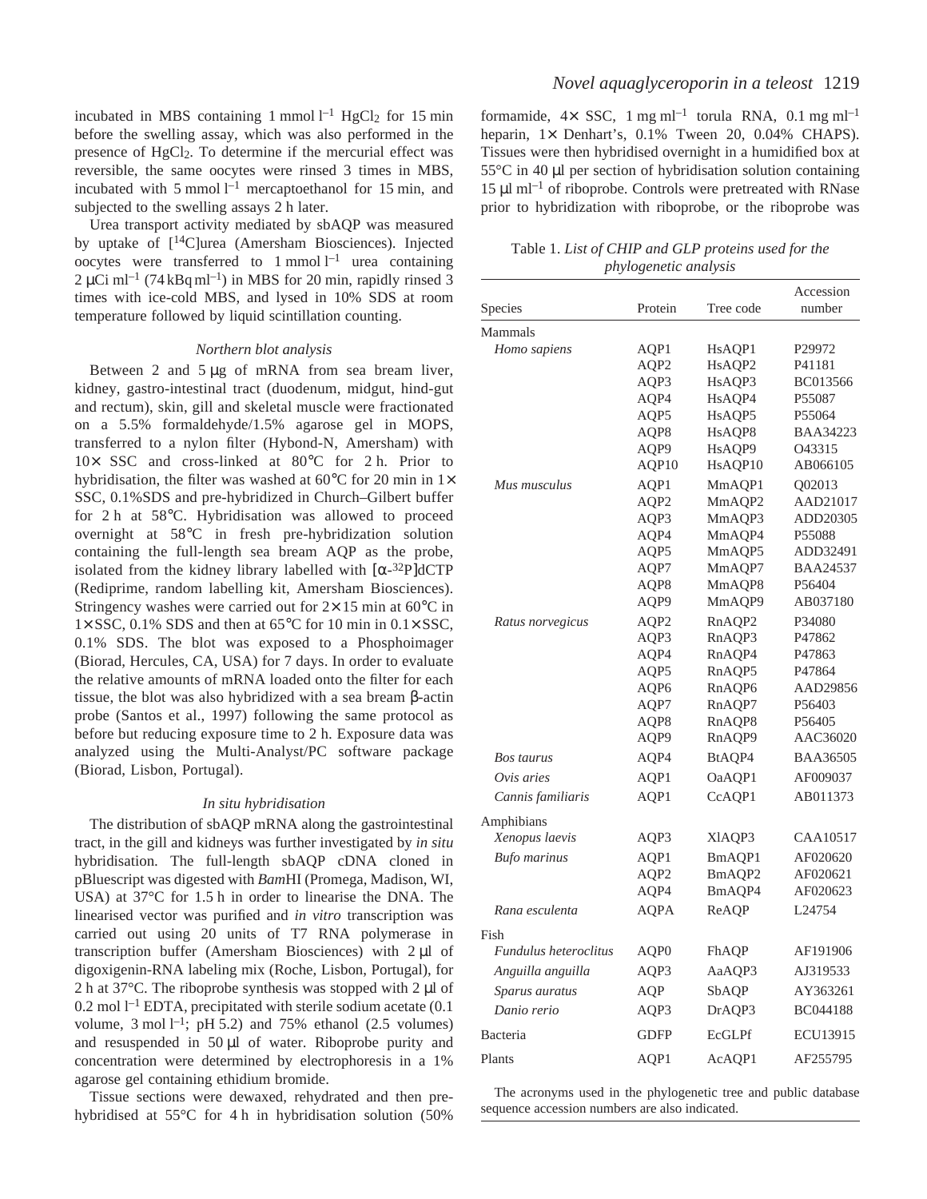incubated in MBS containing 1 mmol $l^{-1}$ $HgCl_2$ for 15 min before the swelling assay, which was also performed in the presence of $HgCl_2$. To determine if the mercurial effect was reversible, the same oocytes were rinsed 3 times in MBS, incubated with 5 mmol $l^{-1}$ mercaptoethanol for 15 min, and subjected to the swelling assays 2 h later.

Urea transport activity mediated by sbAQP was measured by uptake of [$^{14}$C]urea (Amersham Biosciences). Injected oocytes were transferred to 1 mmol $l^{-1}$ urea containing 2 μCi $ml^{-1}$ (74 kBq $ml^{-1}$) in MBS for 20 min, rapidly rinsed 3 times with ice-cold MBS, and lysed in 10% SDS at room temperature followed by liquid scintillation counting.

### *Northern blot analysis*

Between 2 and 5 μg of mRNA from sea bream liver, kidney, gastro-intestinal tract (duodenum, midgut, hind-gut and rectum), skin, gill and skeletal muscle were fractionated on a 5.5% formaldehyde/1.5% agarose gel in MOPS, transferred to a nylon filter (Hybond-N, Amersham) with 10× SSC and cross-linked at 80°C for 2 h. Prior to hybridisation, the filter was washed at 60°C for 20 min in 1× SSC, 0.1%SDS and pre-hybridized in Church–Gilbert buffer for 2 h at 58°C. Hybridisation was allowed to proceed overnight at 58°C in fresh pre-hybridization solution containing the full-length sea bream AQP as the probe, isolated from the kidney library labelled with [α-$^{32}$P]dCTP (Rediprime, random labelling kit, Amersham Biosciences). Stringency washes were carried out for 2×15 min at 60°C in 1×SSC, 0.1% SDS and then at 65°C for 10 min in 0.1×SSC, 0.1% SDS. The blot was exposed to a Phosphoimager (Biorad, Hercules, CA, USA) for 7 days. In order to evaluate the relative amounts of mRNA loaded onto the filter for each tissue, the blot was also hybridized with a sea bream β-actin probe (Santos et al., 1997) following the same protocol as before but reducing exposure time to 2 h. Exposure data was analyzed using the Multi-Analyst/PC software package (Biorad, Lisbon, Portugal).

### *In situ hybridisation*

The distribution of sbAQP mRNA along the gastrointestinal tract, in the gill and kidneys was further investigated by *in situ* hybridisation. The full-length sbAQP cDNA cloned in pBluescript was digested with *Bam*HI (Promega, Madison, WI, USA) at 37°C for 1.5 h in order to linearise the DNA. The linearised vector was purified and *in vitro* transcription was carried out using 20 units of T7 RNA polymerase in transcription buffer (Amersham Biosciences) with 2 μl of digoxigenin-RNA labeling mix (Roche, Lisbon, Portugal), for 2 h at 37°C. The riboprobe synthesis was stopped with 2 μl of 0.2 mol $l^{-1}$ EDTA, precipitated with sterile sodium acetate (0.1 volume, 3 mol $l^{-1}$; pH 5.2) and 75% ethanol (2.5 volumes) and resuspended in 50 μl of water. Riboprobe purity and concentration were determined by electrophoresis in a 1% agarose gel containing ethidium bromide.

Tissue sections were dewaxed, rehydrated and then pre-hybridised at 55°C for 4 h in hybridisation solution (50% formamide, 4× SSC, 1 mg $ml^{-1}$ torula RNA, 0.1 mg $ml^{-1}$ heparin, 1× Denhart's, 0.1% Tween 20, 0.04% CHAPS). Tissues were then hybridised overnight in a humidified box at 55°C in 40 μl per section of hybridisation solution containing 15 μl $ml^{-1}$ of riboprobe. Controls were pretreated with RNase prior to hybridization with riboprobe, or the riboprobe was

Table 1. *List of CHIP and GLP proteins used for the phylogenetic analysis*

| Species | Protein | Tree code | Accession number |
|---|---|---|---|
| Mammals | | | |
| *Homo sapiens* | AQP1 | HsAQP1 | P29972 |
| | AQP2 | HsAQP2 | P41181 |
| | AQP3 | HsAQP3 | BC013566 |
| | AQP4 | HsAQP4 | P55087 |
| | AQP5 | HsAQP5 | P55064 |
| | AQP8 | HsAQP8 | BAA34223 |
| | AQP9 | HsAQP9 | O43315 |
| | AQP10 | HsAQP10 | AB066105 |
| *Mus musculus* | AQP1 | MmAQP1 | Q02013 |
| | AQP2 | MmAQP2 | AAD21017 |
| | AQP3 | MmAQP3 | ADD20305 |
| | AQP4 | MmAQP4 | P55088 |
| | AQP5 | MmAQP5 | ADD32491 |
| | AQP7 | MmAQP7 | BAA24537 |
| | AQP8 | MmAQP8 | P56404 |
| | AQP9 | MmAQP9 | AB037180 |
| *Ratus norvegicus* | AQP2 | RnAQP2 | P34080 |
| | AQP3 | RnAQP3 | P47862 |
| | AQP4 | RnAQP4 | P47863 |
| | AQP5 | RnAQP5 | P47864 |
| | AQP6 | RnAQP6 | AAD29856 |
| | AQP7 | RnAQP7 | P56403 |
| | AQP8 | RnAQP8 | P56405 |
| | AQP9 | RnAQP9 | AAC36020 |
| *Bos taurus* | AQP4 | BtAQP4 | BAA36505 |
| *Ovis aries* | AQP1 | OaAQP1 | AF009037 |
| *Cannis familiaris* | AQP1 | CcAQP1 | AB011373 |
| Amphibians | | | |
| *Xenopus laevis* | AQP3 | XlAQP3 | CAA10517 |
| *Bufo marinus* | AQP1 | BmAQP1 | AF020620 |
| | AQP2 | BmAQP2 | AF020621 |
| | AQP4 | BmAQP4 | AF020623 |
| *Rana esculenta* | AQPA | ReAQP | L24754 |
| Fish | | | |
| *Fundulus heteroclitus* | AQP0 | FhAQP | AF191906 |
| *Anguilla anguilla* | AQP3 | AaAQP3 | AJ319533 |
| *Sparus auratus* | AQP | SbAQP | AY363261 |
| *Danio rerio* | AQP3 | DrAQP3 | BC044188 |
| Bacteria | GDFP | EcGLPf | ECU13915 |
| Plants | AQP1 | AcAQP1 | AF255795 |

The acronyms used in the phylogenetic tree and public database sequence accession numbers are also indicated.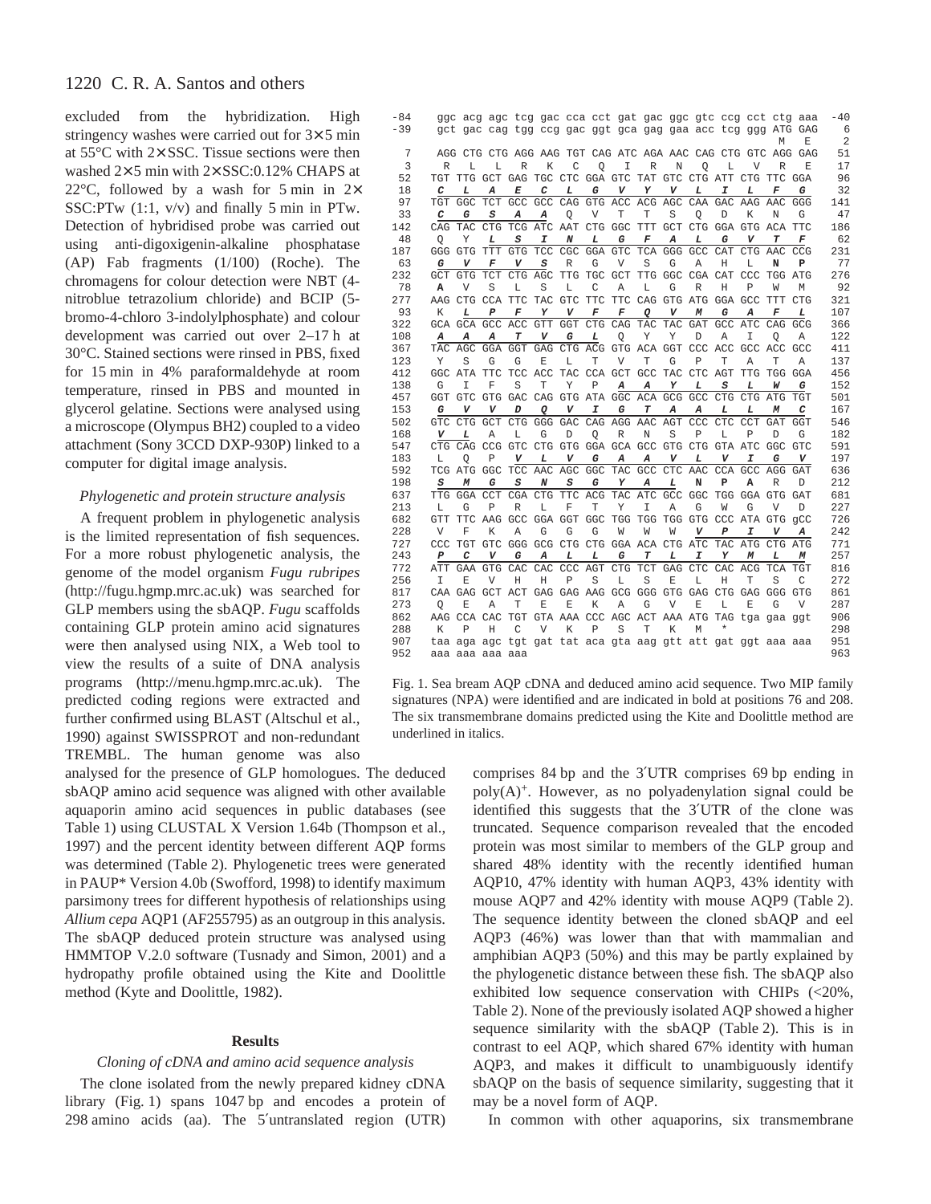excluded from the hybridization. High stringency washes were carried out for 3×5 min at 55°C with 2× SSC. Tissue sections were then washed 2×5 min with 2×SSC:0.12% CHAPS at 22°C, followed by a wash for 5 min in 2× SSC:PTw (1:1, v/v) and finally 5 min in PTw. Detection of hybridised probe was carried out using anti-digoxigenin-alkaline phosphatase (AP) Fab fragments (1/100) (Roche). The chromagens for colour detection were NBT (4-nitroblue tetrazolium chloride) and BCIP (5-bromo-4-chloro 3-indolylphosphate) and colour development was carried out over 2–17 h at 30°C. Stained sections were rinsed in PBS, fixed for 15 min in 4% paraformaldehyde at room temperature, rinsed in PBS and mounted in glycerol gelatine. Sections were analysed using a microscope (Olympus BH2) coupled to a video attachment (Sony 3CCD DXP-930P) linked to a computer for digital image analysis.

### *Phylogenetic and protein structure analysis*

A frequent problem in phylogenetic analysis is the limited representation of fish sequences. For a more robust phylogenetic analysis, the genome of the model organism *Fugu rubripes* (http://fugu.hgmp.mrc.ac.uk) was searched for GLP members using the sbAQP. *Fugu* scaffolds containing GLP protein amino acid signatures were then analysed using NIX, a Web tool to view the results of a suite of DNA analysis programs (http://menu.hgmp.mrc.ac.uk). The predicted coding regions were extracted and further confirmed using BLAST (Altschul et al., 1990) against SWISSPROT and non-redundant TREMBL. The human genome was also analysed for the presence of GLP homologues. The deduced sbAQP amino acid sequence was aligned with other available aquaporin amino acid sequences in public databases (see Table 1) using CLUSTAL X Version 1.64b (Thompson et al., 1997) and the percent identity between different AQP forms was determined (Table 2). Phylogenetic trees were generated in PAUP* Version 4.0b (Swofford, 1998) to identify maximum parsimony trees for different hypothesis of relationships using *Allium cepa* AQP1 (AF255795) as an outgroup in this analysis. The sbAQP deduced protein structure was analysed using HMMTOP V.2.0 software (Tusnady and Simon, 2001) and a hydropathy profile obtained using the Kite and Doolittle method (Kyte and Doolittle, 1982).

```
-84   ggc acg agc tcg gac cca cct gat gac ggc gtc ccg cct ctg aaa  -40
-39   gct gac cag tgg ccg gac ggt gca gag gaa acc tcg ggg ATG GAG    6
                                                        M   E      2
  7   AGG CTG CTG AGG AAG TGT CAG ATC AGA AAC CAG CTG GTC AGG GAG   51
  3    R   L   L   R   K   C   Q   I   R   N   Q   L   V   R   E   17
 52   TGT TTG GCT GAG TGC CTC GGA GTC TAT GTC CTG ATT CTG TTC GGA   96
 18    C   L   A   E   C   L   G   V   Y   V   L   I   L   F   G   32
 97   TGT GGC TCT GCC GCC CAG GTG ACC ACG AGC CAA GAC AAG AAC GGG  141
 33    C   G   S   A   A   Q   V   T   T   S   Q   D   K   N   G   47
142   CAG TAC CTG TCG ATC AAT CTG GGC TTT GCT CTG GGA GTG ACA TTC  186
 48    Q   Y   L   S   I   N   L   G   F   A   L   G   V   T   F   62
187   GGG GTG TTT GTG TCC CGC GGA GTC TCA GGG GCC CAT CTG AAC CCG  231
 63    G   V   F   V   S   R   G   V   S   G   A   H   L   N   P   77
232   GCT GTG TCT CTG AGC TTG TGC GCT TTG GGC CGA CAT CCC TGG ATG  276
 78    A   V   S   L   S   L   C   A   L   G   R   H   P   W   M   92
277   AAG CTG CCA TTC TAC GTC TTC TTC CAG GTG ATG GGA GCC TTT CTG  321
 93    K   L   P   F   Y   V   F   F   Q   V   M   G   A   F   L  107
322   GCA GCA GCC ACC GTT GGT CTG CAG TAC TAC GAT GCC ATC CAG GCG  366
108    A   A   A   T   V   G   L   Q   Y   Y   D   A   I   Q   A  122
367   TAC AGC GGA GGT GAG CTG ACG GTG ACA GGT CCC ACC GCC ACC GCC  411
123    Y   S   G   G   E   L   T   V   T   G   P   T   A   T   A  137
412   GGC ATA TTC TCC ACC TAC CCA GCT GCC TAC CTC AGT TTG TGG GGA  456
138    G   I   F   S   T   Y   P   A   A   Y   L   S   L   W   G  152
457   GGT GTC GTG GAC CAG GTG ATA GGC ACA GCG GCC CTG CTG ATG TGT  501
153    G   V   V   D   Q   V   I   G   T   A   A   L   L   M   C  167
502   GTC CTG GCT CTG GGG GAC CAG AGG AAC AGT CCC CTC CCT GAT GGT  546
168    V   L   A   L   G   D   Q   R   N   S   P   L   P   D   G  182
547   CTG CAG CCG GTC CTG GTG GGA GCA GCC GTG CTG GTA ATC GGC GTC  591
183    L   Q   P   V   L   V   G   A   A   V   L   V   I   G   V  197
592   TCG ATG GGC TCC AAC AGC GGC TAC GCC CTC AAC CCA GCC AGG GAT  636
198    S   M   G   S   N   S   G   Y   A   L   N   P   A   R   D  212
637   TTG GGA CCT CGA CTG TTC ACG TAC ATC GCC GGC TGG GGA GTG GAT  681
213    L   G   P   R   L   F   T   Y   I   A   G   W   G   V   D  227
682   GTT TTC AAG GCC GGA GGT GGC TGG TGG TGG GTG CCC ATA GTG gCC  726
228    V   F   K   A   G   G   G   W   W   W   V   P   I   V   A  242
727   CCC TGT GTC GGG GCG CTG CTG GGA ACA CTG ATC TAC ATG CTG ATG  771
243    P   C   V   G   A   L   L   G   T   L   I   Y   M   L   M  257
772   ATT GAA GTG CAC CAC CCC AGT CTG TCT GAG CTC CAC ACG TCA TGT  816
256    I   E   V   H   H   P   S   L   S   E   L   H   T   S   C  272
817   CAA GAG GCT ACT GAG GAG AAG GCG GGG GTG GAG CTG GAG GGG GTG  861
273    Q   E   A   T   E   E   K   A   G   V   E   L   E   G   V  287
862   AAG CCA CAC TGT GTA AAA CCC AGC ACT AAA ATG TAG tga gaa ggt  906
288    K   P   H   C   V   K   P   S   T   K   M   *              298
907   taa aga agc tgt gat tat aca gta aag gtt att gat ggt aaa aaa  951
952   aaa aaa aaa aaa                                              963
```

Fig. 1. Sea bream AQP cDNA and deduced amino acid sequence. Two MIP family signatures (NPA) were identified and are indicated in bold at positions 76 and 208. The six transmembrane domains predicted using the Kite and Doolittle method are underlined in italics.

## Results

### *Cloning of cDNA and amino acid sequence analysis*

The clone isolated from the newly prepared kidney cDNA library (Fig. 1) spans 1047 bp and encodes a protein of 298 amino acids (aa). The 5′untranslated region (UTR) comprises 84 bp and the 3′UTR comprises 69 bp ending in poly(A)$^+$. However, as no polyadenylation signal could be identified this suggests that the 3′UTR of the clone was truncated. Sequence comparison revealed that the encoded protein was most similar to members of the GLP group and shared 48% identity with the recently identified human AQP10, 47% identity with human AQP3, 43% identity with mouse AQP7 and 42% identity with mouse AQP9 (Table 2). The sequence identity between the cloned sbAQP and eel AQP3 (46%) was lower than that with mammalian and amphibian AQP3 (50%) and this may be partly explained by the phylogenetic distance between these fish. The sbAQP also exhibited low sequence conservation with CHIPs (<20%, Table 2). None of the previously isolated AQP showed a higher sequence similarity with the sbAQP (Table 2). This is in contrast to eel AQP, which shared 67% identity with human AQP3, and makes it difficult to unambiguously identify sbAQP on the basis of sequence similarity, suggesting that it may be a novel form of AQP.

In common with other aquaporins, six transmembrane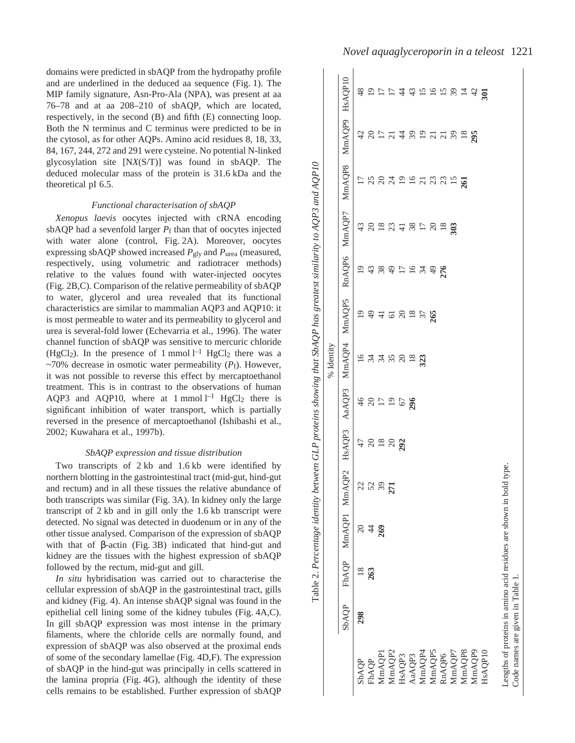domains were predicted in sbAQP from the hydropathy profile and are underlined in the deduced aa sequence (Fig. 1). The MIP family signature, Asn-Pro-Ala (NPA), was present at aa 76–78 and at aa 208–210 of sbAQP, which are located, respectively, in the second (B) and fifth (E) connecting loop. Both the N terminus and C terminus were predicted to be in the cytosol, as for other AQPs. Amino acid residues 8, 18, 33, 84, 167, 244, 272 and 291 were cysteine. No potential N-linked glycosylation site [N*X*(S/T)] was found in sbAQP. The deduced molecular mass of the protein is 31.6 kDa and the theoretical pI 6.5.

### *Functional characterisation of sbAQP*

*Xenopus laevis* oocytes injected with cRNA encoding sbAQP had a sevenfold larger $P_f$ than that of oocytes injected with water alone (control, Fig. 2A). Moreover, oocytes expressing sbAQP showed increased $P_{gly}$ and $P_{urea}$ (measured, respectively, using volumetric and radiotracer methods) relative to the values found with water-injected oocytes (Fig. 2B,C). Comparison of the relative permeability of sbAQP to water, glycerol and urea revealed that its functional characteristics are similar to mammalian AQP3 and AQP10: it is most permeable to water and its permeability to glycerol and urea is several-fold lower (Echevarria et al., 1996). The water channel function of sbAQP was sensitive to mercuric chloride ($HgCl_2$). In the presence of 1 mmol $l^{-1}$ $HgCl_2$ there was a ~70% decrease in osmotic water permeability ($P_f$). However, it was not possible to reverse this effect by mercaptoethanol treatment. This is in contrast to the observations of human AQP3 and AQP10, where at 1 mmol $l^{-1}$ $HgCl_2$ there is significant inhibition of water transport, which is partially reversed in the presence of mercaptoethanol (Ishibashi et al., 2002; Kuwahara et al., 1997b).

### *SbAQP expression and tissue distribution*

Two transcripts of 2 kb and 1.6 kb were identified by northern blotting in the gastrointestinal tract (mid-gut, hind-gut and rectum) and in all these tissues the relative abundance of both transcripts was similar (Fig. 3A). In kidney only the large transcript of 2 kb and in gill only the 1.6 kb transcript were detected. No signal was detected in duodenum or in any of the other tissue analysed. Comparison of the expression of sbAQP with that of β-actin (Fig. 3B) indicated that hind-gut and kidney are the tissues with the highest expression of sbAQP followed by the rectum, mid-gut and gill.

*In situ* hybridisation was carried out to characterise the cellular expression of sbAQP in the gastrointestinal tract, gills and kidney (Fig. 4). An intense sbAQP signal was found in the epithelial cell lining some of the kidney tubules (Fig. 4A,C). In gill sbAQP expression was most intense in the primary filaments, where the chloride cells are normally found, and expression of sbAQP was also observed at the proximal ends of some of the secondary lamellae (Fig. 4D,F). The expression of sbAQP in the hind-gut was principally in cells scattered in the lamina propria (Fig. 4G), although the identity of these cells remains to be established. Further expression of sbAQP

Table 2. *Percentage identity between GLP proteins showing that SbAQP has greatest similarity to AQP3 and AQP10*

| | % Identity | | | | | | | | | | | | | |
|---|---|---|---|---|---|---|---|---|---|---|---|---|---|---|
| | SbAQP | FhAQP | MmAQP1 | MmAQP2 | HsAQP3 | AaAQP3 | MmAQP4 | MmAQP5 | RnAQP6 | MmAQP7 | MmAQP8 | MmAQP9 | HsAQP10 |
| SbAQP | **298** | 18 | 20 | 22 | 47 | 46 | 16 | 19 | 19 | 43 | 17 | 42 | 48 |
| FhAQP | | **263** | 44 | 52 | 20 | 20 | 34 | 49 | 43 | 20 | 25 | 20 | 19 |
| MmAQP1 | | | **269** | 39 | 18 | 17 | 34 | 41 | 38 | 18 | 20 | 17 | 17 |
| MmAQP2 | | | | **271** | 20 | 19 | 35 | 61 | 49 | 23 | 24 | 21 | 17 |
| HsAQP3 | | | | | **292** | 67 | 20 | 20 | 17 | 41 | 19 | 44 | 44 |
| AaAQP3 | | | | | | **296** | 18 | 18 | 16 | 38 | 16 | 39 | 43 |
| MmAQP4 | | | | | | | **323** | 37 | 34 | 17 | 21 | 19 | 15 |
| MmAQP5 | | | | | | | | **265** | 49 | 20 | 23 | 21 | 16 |
| RnAQP6 | | | | | | | | | **276** | 18 | 23 | 21 | 15 |
| MmAQP7 | | | | | | | | | | **303** | 15 | 39 | 39 |
| MmAQP8 | | | | | | | | | | | **261** | 18 | 14 |
| MmAQP9 | | | | | | | | | | | | **295** | 42 |
| HsAQP10 | | | | | | | | | | | | | **301** |

Lengths of proteins in amino acid residues are shown in bold type.
Code names are given in Table 1.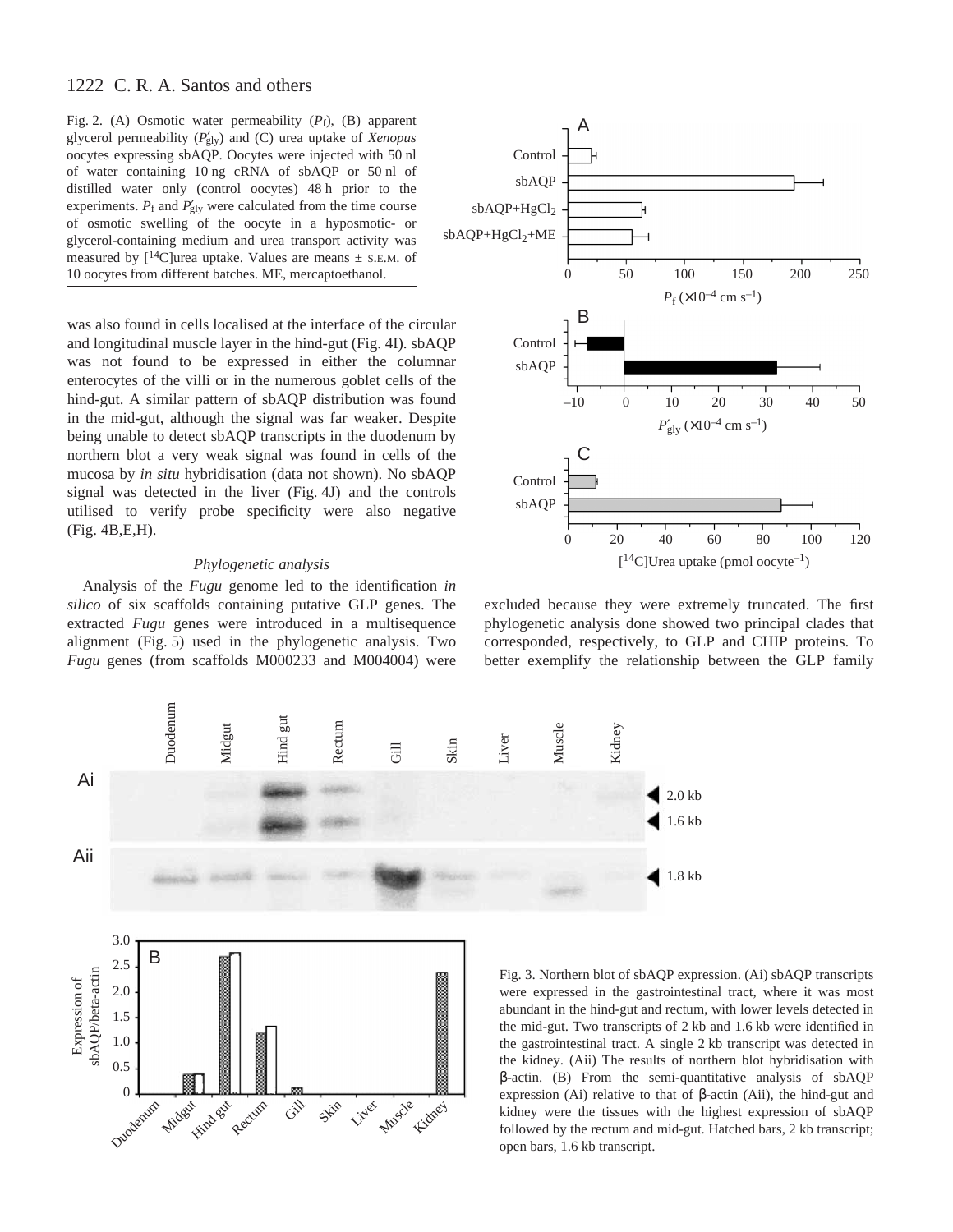Fig. 2. (A) Osmotic water permeability ($P_f$), (B) apparent glycerol permeability ($P'_{gly}$) and (C) urea uptake of *Xenopus* oocytes expressing sbAQP. Oocytes were injected with 50 nl of water containing 10 ng cRNA of sbAQP or 50 nl of distilled water only (control oocytes) 48 h prior to the experiments. $P_f$ and $P'_{gly}$ were calculated from the time course of osmotic swelling of the oocyte in a hyposmotic- or glycerol-containing medium and urea transport activity was measured by [$^{14}$C]urea uptake. Values are means ± S.E.M. of 10 oocytes from different batches. ME, mercaptoethanol.

was also found in cells localised at the interface of the circular and longitudinal muscle layer in the hind-gut (Fig. 4I). sbAQP was not found to be expressed in either the columnar enterocytes of the villi or in the numerous goblet cells of the hind-gut. A similar pattern of sbAQP distribution was found in the mid-gut, although the signal was far weaker. Despite being unable to detect sbAQP transcripts in the duodenum by northern blot a very weak signal was found in cells of the mucosa by *in situ* hybridisation (data not shown). No sbAQP signal was detected in the liver (Fig. 4J) and the controls utilised to verify probe specificity were also negative (Fig. 4B,E,H).

### *Phylogenetic analysis*

Analysis of the *Fugu* genome led to the identification *in silico* of six scaffolds containing putative GLP genes. The extracted *Fugu* genes were introduced in a multisequence alignment (Fig. 5) used in the phylogenetic analysis. Two *Fugu* genes (from scaffolds M000233 and M004004) were excluded because they were extremely truncated. The first phylogenetic analysis done showed two principal clades that corresponded, respectively, to GLP and CHIP proteins. To better exemplify the relationship between the GLP family

Fig. 3. Northern blot of sbAQP expression. (Ai) sbAQP transcripts were expressed in the gastrointestinal tract, where it was most abundant in the hind-gut and rectum, with lower levels detected in the mid-gut. Two transcripts of 2 kb and 1.6 kb were identified in the gastrointestinal tract. A single 2 kb transcript was detected in the kidney. (Aii) The results of northern blot hybridisation with β-actin. (B) From the semi-quantitative analysis of sbAQP expression (Ai) relative to that of β-actin (Aii), the hind-gut and kidney were the tissues with the highest expression of sbAQP followed by the rectum and mid-gut. Hatched bars, 2 kb transcript; open bars, 1.6 kb transcript.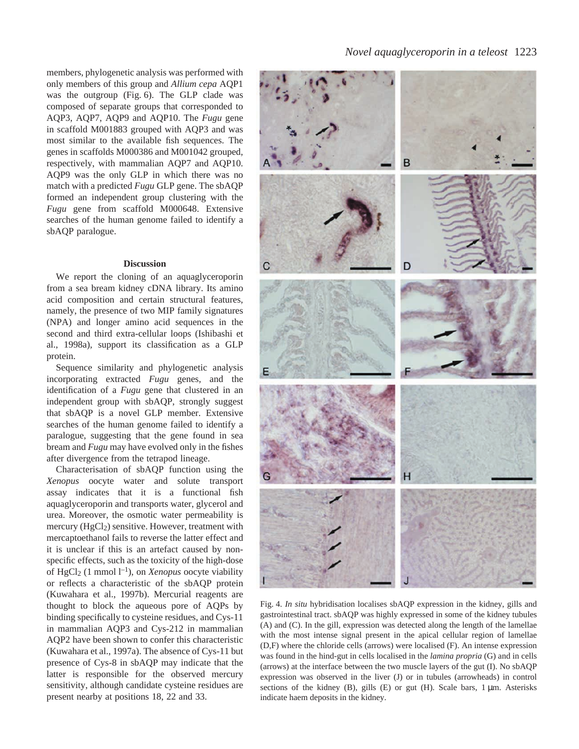members, phylogenetic analysis was performed with only members of this group and *Allium cepa* AQP1 was the outgroup (Fig. 6). The GLP clade was composed of separate groups that corresponded to AQP3, AQP7, AQP9 and AQP10. The *Fugu* gene in scaffold M001883 grouped with AQP3 and was most similar to the available fish sequences. The genes in scaffolds M000386 and M001042 grouped, respectively, with mammalian AQP7 and AQP10. AQP9 was the only GLP in which there was no match with a predicted *Fugu* GLP gene. The sbAQP formed an independent group clustering with the *Fugu* gene from scaffold M000648. Extensive searches of the human genome failed to identify a sbAQP paralogue.

## Discussion

We report the cloning of an aquaglyceroporin from a sea bream kidney cDNA library. Its amino acid composition and certain structural features, namely, the presence of two MIP family signatures (NPA) and longer amino acid sequences in the second and third extra-cellular loops (Ishibashi et al., 1998a), support its classification as a GLP protein.

Sequence similarity and phylogenetic analysis incorporating extracted *Fugu* genes, and the identification of a *Fugu* gene that clustered in an independent group with sbAQP, strongly suggest that sbAQP is a novel GLP member. Extensive searches of the human genome failed to identify a paralogue, suggesting that the gene found in sea bream and *Fugu* may have evolved only in the fishes after divergence from the tetrapod lineage.

Characterisation of sbAQP function using the *Xenopus* oocyte water and solute transport assay indicates that it is a functional fish aquaglyceroporin and transports water, glycerol and urea. Moreover, the osmotic water permeability is mercury ($HgCl_2$) sensitive. However, treatment with mercaptoethanol fails to reverse the latter effect and it is unclear if this is an artefact caused by non-specific effects, such as the toxicity of the high-dose of $HgCl_2$ (1 mmol $l^{-1}$), on *Xenopus* oocyte viability or reflects a characteristic of the sbAQP protein (Kuwahara et al., 1997b). Mercurial reagents are thought to block the aqueous pore of AQPs by binding specifically to cysteine residues, and Cys-11 in mammalian AQP3 and Cys-212 in mammalian AQP2 have been shown to confer this characteristic (Kuwahara et al., 1997a). The absence of Cys-11 but presence of Cys-8 in sbAQP may indicate that the latter is responsible for the observed mercury sensitivity, although candidate cysteine residues are present nearby at positions 18, 22 and 33.

Fig. 4. *In situ* hybridisation localises sbAQP expression in the kidney, gills and gastrointestinal tract. sbAQP was highly expressed in some of the kidney tubules (A) and (C). In the gill, expression was detected along the length of the lamellae with the most intense signal present in the apical cellular region of lamellae (D,F) where the chloride cells (arrows) were localised (F). An intense expression was found in the hind-gut in cells localised in the *lamina propria* (G) and in cells (arrows) at the interface between the two muscle layers of the gut (I). No sbAQP expression was observed in the liver (J) or in tubules (arrowheads) in control sections of the kidney (B), gills (E) or gut (H). Scale bars, 1 µm. Asterisks indicate haem deposits in the kidney.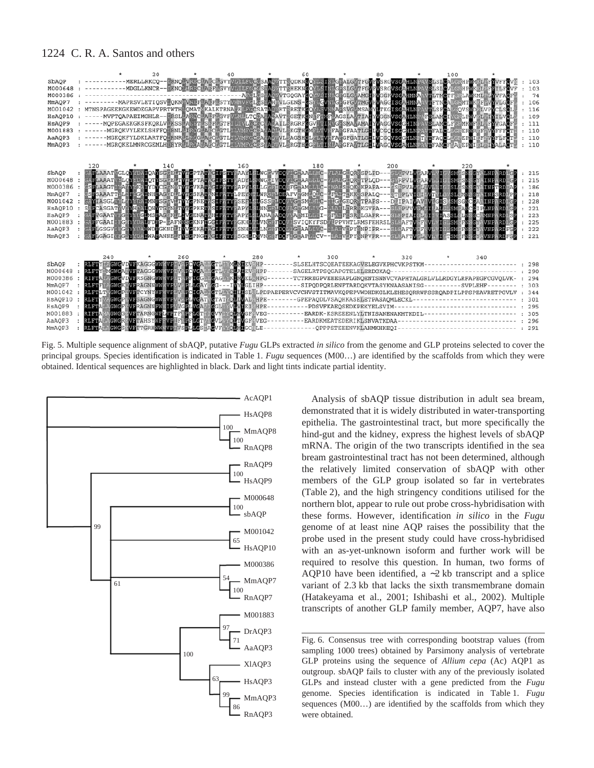Fig. 5. Multiple sequence alignment of sbAQP, putative *Fugu* GLPs extracted *in silico* from the genome and GLP proteins selected to cover the principal groups. Species identification is indicated in Table 1. *Fugu* sequences (M00…) are identified by the scaffolds from which they were obtained. Identical sequences are highlighted in black. Dark and light tints indicate partial identity.

Fig. 6. Consensus tree with corresponding bootstrap values (from sampling 1000 trees) obtained by Parsimony analysis of vertebrate GLP proteins using the sequence of *Allium cepa* (Ac) AQP1 as outgroup. sbAQP fails to cluster with any of the previously isolated GLPs and instead cluster with a gene predicted from the *Fugu* genome. Species identification is indicated in Table 1. *Fugu* sequences (M00…) are identified by the scaffolds from which they were obtained.

Analysis of sbAQP tissue distribution in adult sea bream, demonstrated that it is widely distributed in water-transporting epithelia. The gastrointestinal tract, but more specifically the hind-gut and the kidney, express the highest levels of sbAQP mRNA. The origin of the two transcripts identified in the sea bream gastrointestinal tract has not been determined, although the relatively limited conservation of sbAQP with other members of the GLP group isolated so far in vertebrates (Table 2), and the high stringency conditions utilised for the northern blot, appear to rule out probe cross-hybridisation with these forms. However, identification *in silico* in the *Fugu* genome of at least nine AQP raises the possibility that the probe used in the present study could have cross-hybridised with an as-yet-unknown isoform and further work will be required to resolve this question. In human, two forms of AQP10 have been identified, a ~2 kb transcript and a splice variant of 2.3 kb that lacks the sixth transmembrane domain (Hatakeyama et al., 2001; Ishibashi et al., 2002). Multiple transcripts of another GLP family member, AQP7, have also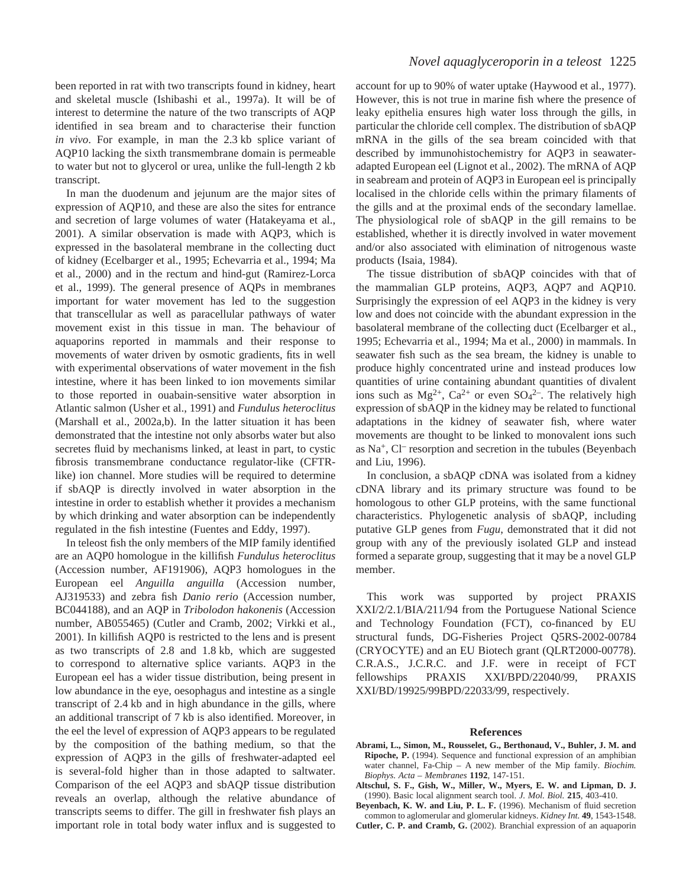been reported in rat with two transcripts found in kidney, heart and skeletal muscle (Ishibashi et al., 1997a). It will be of interest to determine the nature of the two transcripts of AQP identified in sea bream and to characterise their function *in vivo*. For example, in man the 2.3 kb splice variant of AQP10 lacking the sixth transmembrane domain is permeable to water but not to glycerol or urea, unlike the full-length 2 kb transcript.

In man the duodenum and jejunum are the major sites of expression of AQP10, and these are also the sites for entrance and secretion of large volumes of water (Hatakeyama et al., 2001). A similar observation is made with AQP3, which is expressed in the basolateral membrane in the collecting duct of kidney (Ecelbarger et al., 1995; Echevarria et al., 1994; Ma et al., 2000) and in the rectum and hind-gut (Ramirez-Lorca et al., 1999). The general presence of AQPs in membranes important for water movement has led to the suggestion that transcellular as well as paracellular pathways of water movement exist in this tissue in man. The behaviour of aquaporins reported in mammals and their response to movements of water driven by osmotic gradients, fits in well with experimental observations of water movement in the fish intestine, where it has been linked to ion movements similar to those reported in ouabain-sensitive water absorption in Atlantic salmon (Usher et al., 1991) and *Fundulus heteroclitus* (Marshall et al., 2002a,b). In the latter situation it has been demonstrated that the intestine not only absorbs water but also secretes fluid by mechanisms linked, at least in part, to cystic fibrosis transmembrane conductance regulator-like (CFTR-like) ion channel. More studies will be required to determine if sbAQP is directly involved in water absorption in the intestine in order to establish whether it provides a mechanism by which drinking and water absorption can be independently regulated in the fish intestine (Fuentes and Eddy, 1997).

In teleost fish the only members of the MIP family identified are an AQP0 homologue in the killifish *Fundulus heteroclitus* (Accession number, AF191906), AQP3 homologues in the European eel *Anguilla anguilla* (Accession number, AJ319533) and zebra fish *Danio rerio* (Accession number, BC044188), and an AQP in *Tribolodon hakonensis* (Accession number, AB055465) (Cutler and Cramb, 2002; Virkki et al., 2001). In killifish AQP0 is restricted to the lens and is present as two transcripts of 2.8 and 1.8 kb, which are suggested to correspond to alternative splice variants. AQP3 in the European eel has a wider tissue distribution, being present in low abundance in the eye, oesophagus and intestine as a single transcript of 2.4 kb and in high abundance in the gills, where an additional transcript of 7 kb is also identified. Moreover, in the eel the level of expression of AQP3 appears to be regulated by the composition of the bathing medium, so that the expression of AQP3 in the gills of freshwater-adapted eel is several-fold higher than in those adapted to saltwater. Comparison of the eel AQP3 and sbAQP tissue distribution reveals an overlap, although the relative abundance of transcripts seems to differ. The gill in freshwater fish plays an important role in total body water influx and is suggested to account for up to 90% of water uptake (Haywood et al., 1977). However, this is not true in marine fish where the presence of leaky epithelia ensures high water loss through the gills, in particular the chloride cell complex. The distribution of sbAQP mRNA in the gills of the sea bream coincided with that described by immunohistochemistry for AQP3 in seawater-adapted European eel (Lignot et al., 2002). The mRNA of AQP in seabream and protein of AQP3 in European eel is principally localised in the chloride cells within the primary filaments of the gills and at the proximal ends of the secondary lamellae. The physiological role of sbAQP in the gill remains to be established, whether it is directly involved in water movement and/or also associated with elimination of nitrogenous waste products (Isaia, 1984).

The tissue distribution of sbAQP coincides with that of the mammalian GLP proteins, AQP3, AQP7 and AQP10. Surprisingly the expression of eel AQP3 in the kidney is very low and does not coincide with the abundant expression in the basolateral membrane of the collecting duct (Ecelbarger et al., 1995; Echevarria et al., 1994; Ma et al., 2000) in mammals. In seawater fish such as the sea bream, the kidney is unable to produce highly concentrated urine and instead produces low quantities of urine containing abundant quantities of divalent ions such as $Mg^{2+}$, $Ca^{2+}$ or even $SO_4^{2-}$. The relatively high expression of sbAQP in the kidney may be related to functional adaptations in the kidney of seawater fish, where water movements are thought to be linked to monovalent ions such as $Na^+$, $Cl^-$ resorption and secretion in the tubules (Beyenbach and Liu, 1996).

In conclusion, a sbAQP cDNA was isolated from a kidney cDNA library and its primary structure was found to be homologous to other GLP proteins, with the same functional characteristics. Phylogenetic analysis of sbAQP, including putative GLP genes from *Fugu*, demonstrated that it did not group with any of the previously isolated GLP and instead formed a separate group, suggesting that it may be a novel GLP member.

This work was supported by project PRAXIS XXI/2/2.1/BIA/211/94 from the Portuguese National Science and Technology Foundation (FCT), co-financed by EU structural funds, DG-Fisheries Project Q5RS-2002-00784 (CRYOCYTE) and an EU Biotech grant (QLRT2000-00778). C.R.A.S., J.C.R.C. and J.F. were in receipt of FCT fellowships PRAXIS XXI/BPD/22040/99, PRAXIS XXI/BD/19925/99BPD/22033/99, respectively.

## References

**Abrami, L., Simon, M., Rousselet, G., Berthonaud, V., Buhler, J. M. and Ripoche, P.** (1994). Sequence and functional expression of an amphibian water channel, Fa-Chip – A new member of the Mip family. *Biochim. Biophys. Acta – Membranes* **1192**, 147-151.

**Altschul, S. F., Gish, W., Miller, W., Myers, E. W. and Lipman, D. J.** (1990). Basic local alignment search tool. *J. Mol. Biol.* **215**, 403-410.

**Beyenbach, K. W. and Liu, P. L. F.** (1996). Mechanism of fluid secretion common to aglomerular and glomerular kidneys. *Kidney Int.* **49**, 1543-1548.

**Cutler, C. P. and Cramb, G.** (2002). Branchial expression of an aquaporin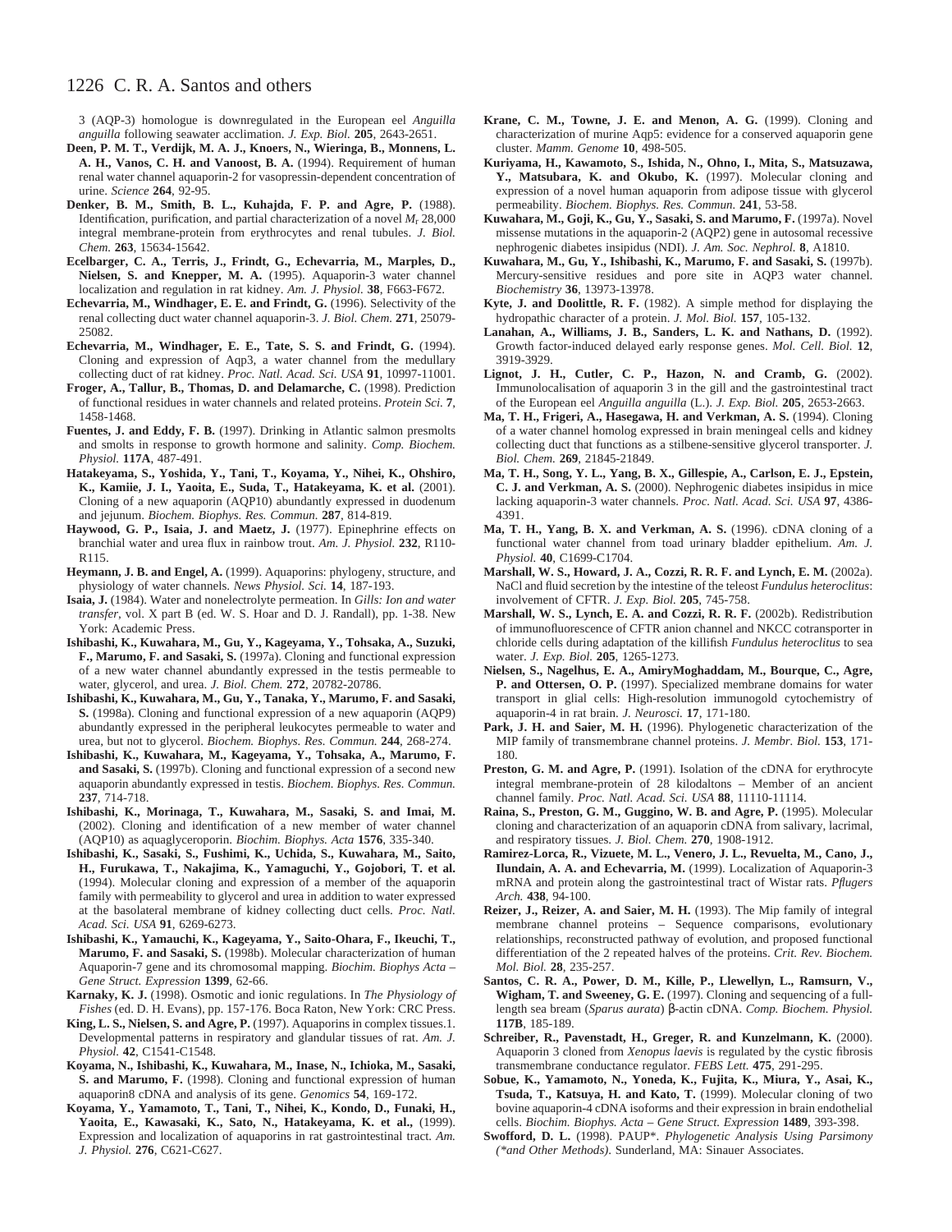3 (AQP-3) homologue is downregulated in the European eel *Anguilla anguilla* following seawater acclimation. *J. Exp. Biol.* **205**, 2643-2651.

**Deen, P. M. T., Verdijk, M. A. J., Knoers, N., Wieringa, B., Monnens, L. A. H., Vanos, C. H. and Vanoost, B. A.** (1994). Requirement of human renal water channel aquaporin-2 for vasopressin-dependent concentration of urine. *Science* **264**, 92-95.

**Denker, B. M., Smith, B. L., Kuhajda, F. P. and Agre, P.** (1988). Identification, purification, and partial characterization of a novel $M_r$ 28,000 integral membrane-protein from erythrocytes and renal tubules. *J. Biol. Chem.* **263**, 15634-15642.

**Ecelbarger, C. A., Terris, J., Frindt, G., Echevarria, M., Marples, D., Nielsen, S. and Knepper, M. A.** (1995). Aquaporin-3 water channel localization and regulation in rat kidney. *Am. J. Physiol.* **38**, F663-F672.

**Echevarria, M., Windhager, E. E. and Frindt, G.** (1996). Selectivity of the renal collecting duct water channel aquaporin-3. *J. Biol. Chem.* **271**, 25079-25082.

**Echevarria, M., Windhager, E. E., Tate, S. S. and Frindt, G.** (1994). Cloning and expression of Aqp3, a water channel from the medullary collecting duct of rat kidney. *Proc. Natl. Acad. Sci. USA* **91**, 10997-11001.

**Froger, A., Tallur, B., Thomas, D. and Delamarche, C.** (1998). Prediction of functional residues in water channels and related proteins. *Protein Sci.* **7**, 1458-1468.

**Fuentes, J. and Eddy, F. B.** (1997). Drinking in Atlantic salmon presmolts and smolts in response to growth hormone and salinity. *Comp. Biochem. Physiol.* **117A**, 487-491.

**Hatakeyama, S., Yoshida, Y., Tani, T., Koyama, Y., Nihei, K., Ohshiro, K., Kamiie, J. I., Yaoita, E., Suda, T., Hatakeyama, K. et al.** (2001). Cloning of a new aquaporin (AQP10) abundantly expressed in duodenum and jejunum. *Biochem. Biophys. Res. Commun.* **287**, 814-819.

**Haywood, G. P., Isaia, J. and Maetz, J.** (1977). Epinephrine effects on branchial water and urea flux in rainbow trout. *Am. J. Physiol.* **232**, R110-R115.

**Heymann, J. B. and Engel, A.** (1999). Aquaporins: phylogeny, structure, and physiology of water channels. *News Physiol. Sci.* **14**, 187-193.

**Isaia, J.** (1984). Water and nonelectrolyte permeation. In *Gills: Ion and water transfer*, vol. X part B (ed. W. S. Hoar and D. J. Randall), pp. 1-38. New York: Academic Press.

**Ishibashi, K., Kuwahara, M., Gu, Y., Kageyama, Y., Tohsaka, A., Suzuki, F., Marumo, F. and Sasaki, S.** (1997a). Cloning and functional expression of a new water channel abundantly expressed in the testis permeable to water, glycerol, and urea. *J. Biol. Chem.* **272**, 20782-20786.

**Ishibashi, K., Kuwahara, M., Gu, Y., Tanaka, Y., Marumo, F. and Sasaki, S.** (1998a). Cloning and functional expression of a new aquaporin (AQP9) abundantly expressed in the peripheral leukocytes permeable to water and urea, but not to glycerol. *Biochem. Biophys. Res. Commun.* **244**, 268-274.

**Ishibashi, K., Kuwahara, M., Kageyama, Y., Tohsaka, A., Marumo, F. and Sasaki, S.** (1997b). Cloning and functional expression of a second new aquaporin abundantly expressed in testis. *Biochem. Biophys. Res. Commun.* **237**, 714-718.

**Ishibashi, K., Morinaga, T., Kuwahara, M., Sasaki, S. and Imai, M.** (2002). Cloning and identification of a new member of water channel (AQP10) as aquaglyceroporin. *Biochim. Biophys. Acta* **1576**, 335-340.

**Ishibashi, K., Sasaki, S., Fushimi, K., Uchida, S., Kuwahara, M., Saito, H., Furukawa, T., Nakajima, K., Yamaguchi, Y., Gojobori, T. et al.** (1994). Molecular cloning and expression of a member of the aquaporin family with permeability to glycerol and urea in addition to water expressed at the basolateral membrane of kidney collecting duct cells. *Proc. Natl. Acad. Sci. USA* **91**, 6269-6273.

**Ishibashi, K., Yamauchi, K., Kageyama, Y., Saito-Ohara, F., Ikeuchi, T., Marumo, F. and Sasaki, S.** (1998b). Molecular characterization of human Aquaporin-7 gene and its chromosomal mapping. *Biochim. Biophys Acta – Gene Struct. Expression* **1399**, 62-66.

**Karnaky, K. J.** (1998). Osmotic and ionic regulations. In *The Physiology of Fishes* (ed. D. H. Evans), pp. 157-176. Boca Raton, New York: CRC Press.

**King, L. S., Nielsen, S. and Agre, P.** (1997). Aquaporins in complex tissues.1. Developmental patterns in respiratory and glandular tissues of rat. *Am. J. Physiol.* **42**, C1541-C1548.

**Koyama, N., Ishibashi, K., Kuwahara, M., Inase, N., Ichioka, M., Sasaki, S. and Marumo, F.** (1998). Cloning and functional expression of human aquaporin8 cDNA and analysis of its gene. *Genomics* **54**, 169-172.

**Koyama, Y., Yamamoto, T., Tani, T., Nihei, K., Kondo, D., Funaki, H., Yaoita, E., Kawasaki, K., Sato, N., Hatakeyama, K. et al.,** (1999). Expression and localization of aquaporins in rat gastrointestinal tract. *Am. J. Physiol.* **276**, C621-C627.

**Krane, C. M., Towne, J. E. and Menon, A. G.** (1999). Cloning and characterization of murine Aqp5: evidence for a conserved aquaporin gene cluster. *Mamm. Genome* **10**, 498-505.

**Kuriyama, H., Kawamoto, S., Ishida, N., Ohno, I., Mita, S., Matsuzawa, Y., Matsubara, K. and Okubo, K.** (1997). Molecular cloning and expression of a novel human aquaporin from adipose tissue with glycerol permeability. *Biochem. Biophys. Res. Commun.* **241**, 53-58.

**Kuwahara, M., Goji, K., Gu, Y., Sasaki, S. and Marumo, F.** (1997a). Novel missense mutations in the aquaporin-2 (AQP2) gene in autosomal recessive nephrogenic diabetes insipidus (NDI). *J. Am. Soc. Nephrol.* **8**, A1810.

**Kuwahara, M., Gu, Y., Ishibashi, K., Marumo, F. and Sasaki, S.** (1997b). Mercury-sensitive residues and pore site in AQP3 water channel. *Biochemistry* **36**, 13973-13978.

**Kyte, J. and Doolittle, R. F.** (1982). A simple method for displaying the hydropathic character of a protein. *J. Mol. Biol.* **157**, 105-132.

**Lanahan, A., Williams, J. B., Sanders, L. K. and Nathans, D.** (1992). Growth factor-induced delayed early response genes. *Mol. Cell. Biol.* **12**, 3919-3929.

**Lignot, J. H., Cutler, C. P., Hazon, N. and Cramb, G.** (2002). Immunolocalisation of aquaporin 3 in the gill and the gastrointestinal tract of the European eel *Anguilla anguilla* (L.). *J. Exp. Biol.* **205**, 2653-2663.

**Ma, T. H., Frigeri, A., Hasegawa, H. and Verkman, A. S.** (1994). Cloning of a water channel homolog expressed in brain meningeal cells and kidney collecting duct that functions as a stilbene-sensitive glycerol transporter. *J. Biol. Chem.* **269**, 21845-21849.

**Ma, T. H., Song, Y. L., Yang, B. X., Gillespie, A., Carlson, E. J., Epstein, C. J. and Verkman, A. S.** (2000). Nephrogenic diabetes insipidus in mice lacking aquaporin-3 water channels. *Proc. Natl. Acad. Sci. USA* **97**, 4386-4391.

**Ma, T. H., Yang, B. X. and Verkman, A. S.** (1996). cDNA cloning of a functional water channel from toad urinary bladder epithelium. *Am. J. Physiol.* **40**, C1699-C1704.

**Marshall, W. S., Howard, J. A., Cozzi, R. R. F. and Lynch, E. M.** (2002a). NaCl and fluid secretion by the intestine of the teleost *Fundulus heteroclitus*: involvement of CFTR. *J. Exp. Biol.* **205**, 745-758.

**Marshall, W. S., Lynch, E. A. and Cozzi, R. R. F.** (2002b). Redistribution of immunofluorescence of CFTR anion channel and NKCC cotransporter in chloride cells during adaptation of the killifish *Fundulus heteroclitus* to sea water. *J. Exp. Biol.* **205**, 1265-1273.

**Nielsen, S., Nagelhus, E. A., AmiryMoghaddam, M., Bourque, C., Agre, P. and Ottersen, O. P.** (1997). Specialized membrane domains for water transport in glial cells: High-resolution immunogold cytochemistry of aquaporin-4 in rat brain. *J. Neurosci.* **17**, 171-180.

**Park, J. H. and Saier, M. H.** (1996). Phylogenetic characterization of the MIP family of transmembrane channel proteins. *J. Membr. Biol.* **153**, 171-180.

**Preston, G. M. and Agre, P.** (1991). Isolation of the cDNA for erythrocyte integral membrane-protein of 28 kilodaltons – Member of an ancient channel family. *Proc. Natl. Acad. Sci. USA* **88**, 11110-11114.

**Raina, S., Preston, G. M., Guggino, W. B. and Agre, P.** (1995). Molecular cloning and characterization of an aquaporin cDNA from salivary, lacrimal, and respiratory tissues. *J. Biol. Chem.* **270**, 1908-1912.

**Ramirez-Lorca, R., Vizuete, M. L., Venero, J. L., Revuelta, M., Cano, J., Ilundain, A. A. and Echevarria, M.** (1999). Localization of Aquaporin-3 mRNA and protein along the gastrointestinal tract of Wistar rats. *Pflugers Arch.* **438**, 94-100.

**Reizer, J., Reizer, A. and Saier, M. H.** (1993). The Mip family of integral membrane channel proteins – Sequence comparisons, evolutionary relationships, reconstructed pathway of evolution, and proposed functional differentiation of the 2 repeated halves of the proteins. *Crit. Rev. Biochem. Mol. Biol.* **28**, 235-257.

**Santos, C. R. A., Power, D. M., Kille, P., Llewellyn, L., Ramsurn, V., Wigham, T. and Sweeney, G. E.** (1997). Cloning and sequencing of a full-length sea bream (*Sparus aurata*) β-actin cDNA. *Comp. Biochem. Physiol.* **117B**, 185-189.

**Schreiber, R., Pavenstadt, H., Greger, R. and Kunzelmann, K.** (2000). Aquaporin 3 cloned from *Xenopus laevis* is regulated by the cystic fibrosis transmembrane conductance regulator. *FEBS Lett.* **475**, 291-295.

**Sobue, K., Yamamoto, N., Yoneda, K., Fujita, K., Miura, Y., Asai, K., Tsuda, T., Katsuya, H. and Kato, T.** (1999). Molecular cloning of two bovine aquaporin-4 cDNA isoforms and their expression in brain endothelial cells. *Biochim. Biophys. Acta – Gene Struct. Expression* **1489**, 393-398.

**Swofford, D. L.** (1998). PAUP*. *Phylogenetic Analysis Using Parsimony (*and Other Methods)*. Sunderland, MA: Sinauer Associates.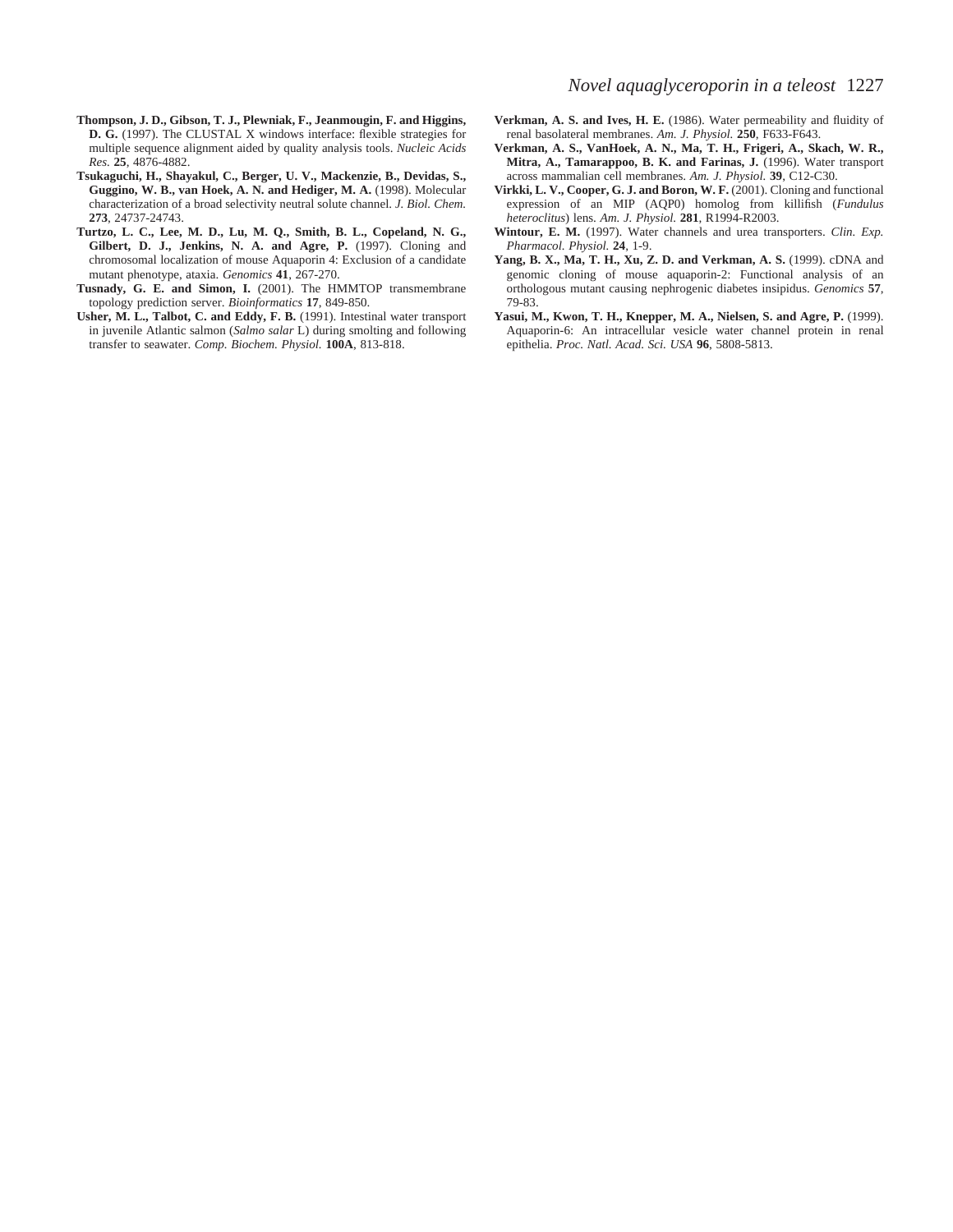**Thompson, J. D., Gibson, T. J., Plewniak, F., Jeanmougin, F. and Higgins, D. G.** (1997). The CLUSTAL X windows interface: flexible strategies for multiple sequence alignment aided by quality analysis tools. *Nucleic Acids Res.* **25**, 4876-4882.

**Tsukaguchi, H., Shayakul, C., Berger, U. V., Mackenzie, B., Devidas, S., Guggino, W. B., van Hoek, A. N. and Hediger, M. A.** (1998). Molecular characterization of a broad selectivity neutral solute channel. *J. Biol. Chem.* **273**, 24737-24743.

**Turtzo, L. C., Lee, M. D., Lu, M. Q., Smith, B. L., Copeland, N. G., Gilbert, D. J., Jenkins, N. A. and Agre, P.** (1997). Cloning and chromosomal localization of mouse Aquaporin 4: Exclusion of a candidate mutant phenotype, ataxia. *Genomics* **41**, 267-270.

**Tusnady, G. E. and Simon, I.** (2001). The HMMTOP transmembrane topology prediction server. *Bioinformatics* **17**, 849-850.

**Usher, M. L., Talbot, C. and Eddy, F. B.** (1991). Intestinal water transport in juvenile Atlantic salmon (*Salmo salar* L) during smolting and following transfer to seawater. *Comp. Biochem. Physiol.* **100A**, 813-818.

**Verkman, A. S. and Ives, H. E.** (1986). Water permeability and fluidity of renal basolateral membranes. *Am. J. Physiol.* **250**, F633-F643.

**Verkman, A. S., VanHoek, A. N., Ma, T. H., Frigeri, A., Skach, W. R., Mitra, A., Tamarappoo, B. K. and Farinas, J.** (1996). Water transport across mammalian cell membranes. *Am. J. Physiol.* **39**, C12-C30.

**Virkki, L. V., Cooper, G. J. and Boron, W. F.** (2001). Cloning and functional expression of an MIP (AQP0) homolog from killifish (*Fundulus heteroclitus*) lens. *Am. J. Physiol.* **281**, R1994-R2003.

**Wintour, E. M.** (1997). Water channels and urea transporters. *Clin. Exp. Pharmacol. Physiol.* **24**, 1-9.

**Yang, B. X., Ma, T. H., Xu, Z. D. and Verkman, A. S.** (1999). cDNA and genomic cloning of mouse aquaporin-2: Functional analysis of an orthologous mutant causing nephrogenic diabetes insipidus. *Genomics* **57**, 79-83.

**Yasui, M., Kwon, T. H., Knepper, M. A., Nielsen, S. and Agre, P.** (1999). Aquaporin-6: An intracellular vesicle water channel protein in renal epithelia. *Proc. Natl. Acad. Sci. USA* **96**, 5808-5813.